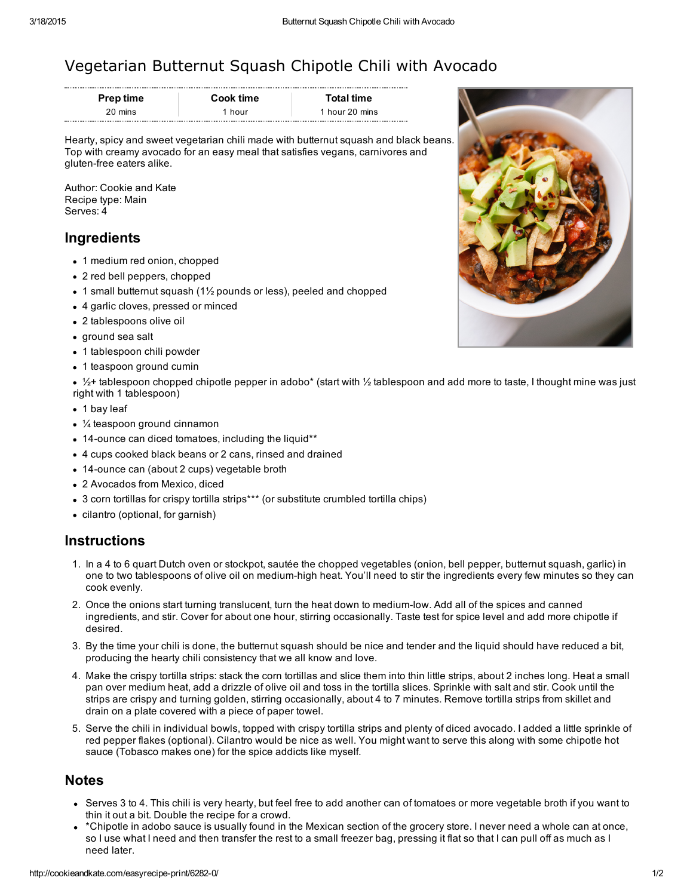# Vegetarian Butternut Squash Chipotle Chili with Avocado

| Prep time | Cook time | Total time |
|---|---|---|
| 20 mins | 1 hour | 1 hour 20 mins |

Hearty, spicy and sweet vegetarian chili made with butternut squash and black beans. Top with creamy avocado for an easy meal that satisfies vegans, carnivores and gluten-free eaters alike.

Author: Cookie and Kate
Recipe type: Main
Serves: 4

## Ingredients

- 1 medium red onion, chopped
- 2 red bell peppers, chopped
- 1 small butternut squash (1½ pounds or less), peeled and chopped
- 4 garlic cloves, pressed or minced
- 2 tablespoons olive oil
- ground sea salt
- 1 tablespoon chili powder
- 1 teaspoon ground cumin
- ½+ tablespoon chopped chipotle pepper in adobo* (start with ½ tablespoon and add more to taste, I thought mine was just right with 1 tablespoon)
- 1 bay leaf
- ¼ teaspoon ground cinnamon
- 14-ounce can diced tomatoes, including the liquid**
- 4 cups cooked black beans or 2 cans, rinsed and drained
- 14-ounce can (about 2 cups) vegetable broth
- 2 Avocados from Mexico, diced
- 3 corn tortillas for crispy tortilla strips*** (or substitute crumbled tortilla chips)
- cilantro (optional, for garnish)

## Instructions

1. In a 4 to 6 quart Dutch oven or stockpot, sautée the chopped vegetables (onion, bell pepper, butternut squash, garlic) in one to two tablespoons of olive oil on medium-high heat. You'll need to stir the ingredients every few minutes so they can cook evenly.
2. Once the onions start turning translucent, turn the heat down to medium-low. Add all of the spices and canned ingredients, and stir. Cover for about one hour, stirring occasionally. Taste test for spice level and add more chipotle if desired.
3. By the time your chili is done, the butternut squash should be nice and tender and the liquid should have reduced a bit, producing the hearty chili consistency that we all know and love.
4. Make the crispy tortilla strips: stack the corn tortillas and slice them into thin little strips, about 2 inches long. Heat a small pan over medium heat, add a drizzle of olive oil and toss in the tortilla slices. Sprinkle with salt and stir. Cook until the strips are crispy and turning golden, stirring occasionally, about 4 to 7 minutes. Remove tortilla strips from skillet and drain on a plate covered with a piece of paper towel.
5. Serve the chili in individual bowls, topped with crispy tortilla strips and plenty of diced avocado. I added a little sprinkle of red pepper flakes (optional). Cilantro would be nice as well. You might want to serve this along with some chipotle hot sauce (Tobasco makes one) for the spice addicts like myself.

## Notes

- Serves 3 to 4. This chili is very hearty, but feel free to add another can of tomatoes or more vegetable broth if you want to thin it out a bit. Double the recipe for a crowd.
- *Chipotle in adobo sauce is usually found in the Mexican section of the grocery store. I never need a whole can at once, so I use what I need and then transfer the rest to a small freezer bag, pressing it flat so that I can pull off as much as I need later.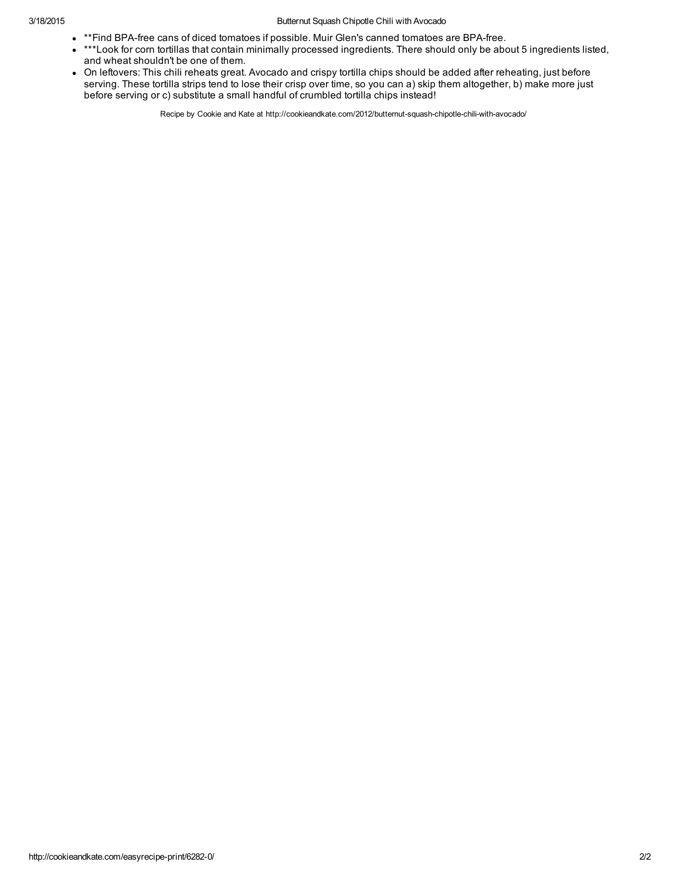- **Find BPA-free cans of diced tomatoes if possible. Muir Glen's canned tomatoes are BPA-free.
- ***Look for corn tortillas that contain minimally processed ingredients. There should only be about 5 ingredients listed, and wheat shouldn't be one of them.
- On leftovers: This chili reheats great. Avocado and crispy tortilla chips should be added after reheating, just before serving. These tortilla strips tend to lose their crisp over time, so you can a) skip them altogether, b) make more just before serving or c) substitute a small handful of crumbled tortilla chips instead!

Recipe by Cookie and Kate at http://cookieandkate.com/2012/butternut-squash-chipotle-chili-with-avocado/